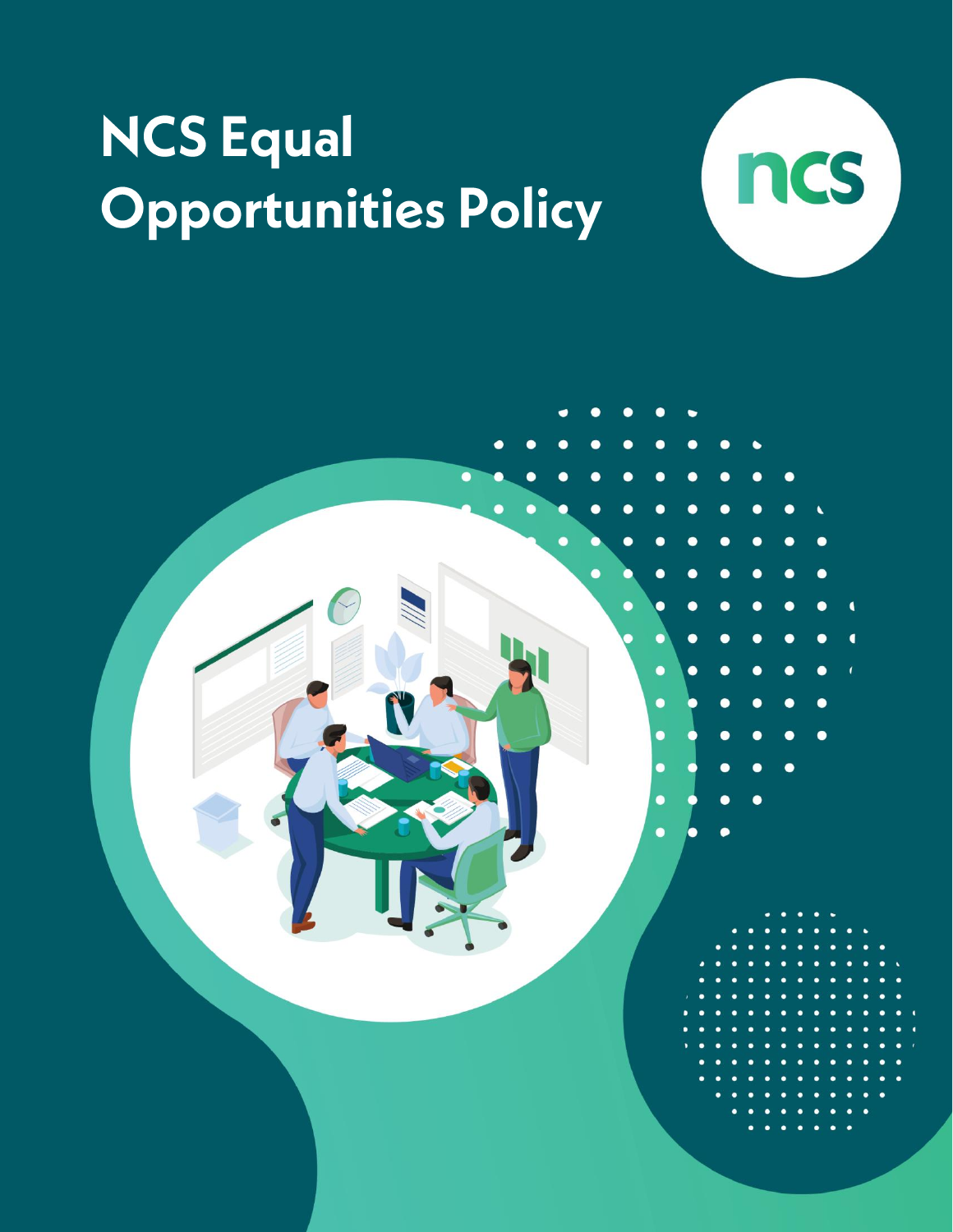# NCS Equal Opportunities Policy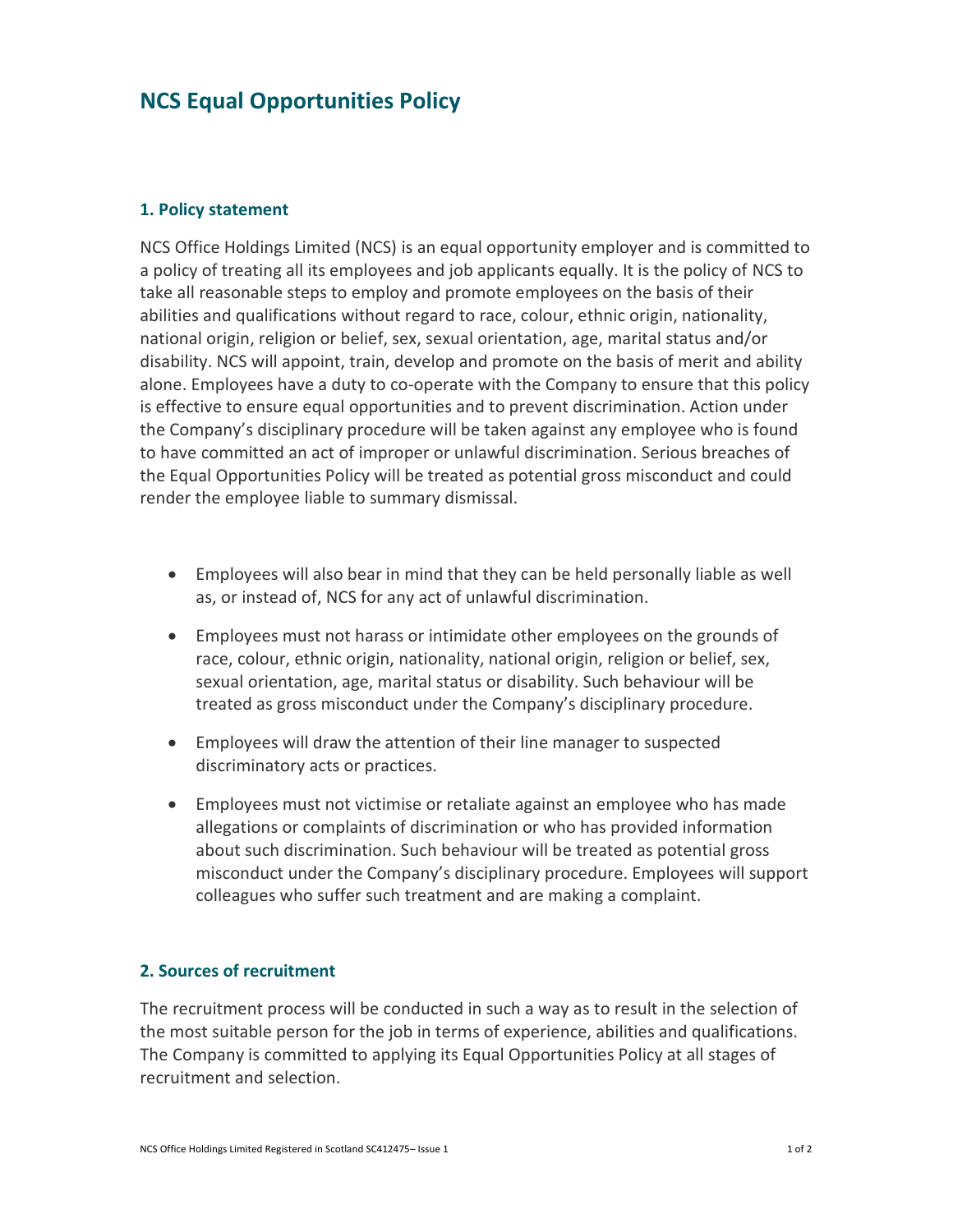# NCS Equal Opportunities Policy

## 1. Policy statement

NCS Office Holdings Limited (NCS) is an equal opportunity employer and is committed to a policy of treating all its employees and job applicants equally. It is the policy of NCS to take all reasonable steps to employ and promote employees on the basis of their abilities and qualifications without regard to race, colour, ethnic origin, nationality, national origin, religion or belief, sex, sexual orientation, age, marital status and/or disability. NCS will appoint, train, develop and promote on the basis of merit and ability alone. Employees have a duty to co-operate with the Company to ensure that this policy is effective to ensure equal opportunities and to prevent discrimination. Action under the Company's disciplinary procedure will be taken against any employee who is found to have committed an act of improper or unlawful discrimination. Serious breaches of the Equal Opportunities Policy will be treated as potential gross misconduct and could render the employee liable to summary dismissal.

- Employees will also bear in mind that they can be held personally liable as well as, or instead of, NCS for any act of unlawful discrimination.
- Employees must not harass or intimidate other employees on the grounds of race, colour, ethnic origin, nationality, national origin, religion or belief, sex, sexual orientation, age, marital status or disability. Such behaviour will be treated as gross misconduct under the Company's disciplinary procedure.
- Employees will draw the attention of their line manager to suspected discriminatory acts or practices.
- Employees must not victimise or retaliate against an employee who has made allegations or complaints of discrimination or who has provided information about such discrimination. Such behaviour will be treated as potential gross misconduct under the Company's disciplinary procedure. Employees will support colleagues who suffer such treatment and are making a complaint.

## 2. Sources of recruitment

The recruitment process will be conducted in such a way as to result in the selection of the most suitable person for the job in terms of experience, abilities and qualifications. The Company is committed to applying its Equal Opportunities Policy at all stages of recruitment and selection.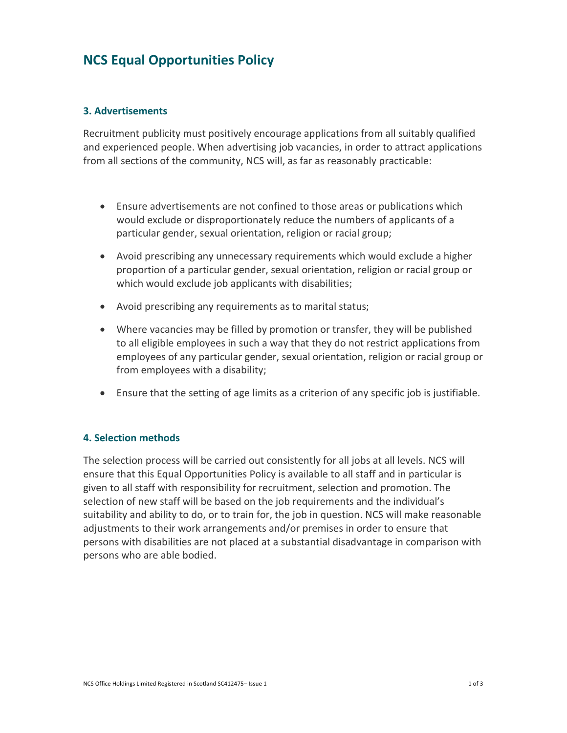# NCS Equal Opportunities Policy

## 3. Advertisements

Recruitment publicity must positively encourage applications from all suitably qualified and experienced people. When advertising job vacancies, in order to attract applications from all sections of the community, NCS will, as far as reasonably practicable:

- Ensure advertisements are not confined to those areas or publications which would exclude or disproportionately reduce the numbers of applicants of a particular gender, sexual orientation, religion or racial group;
- Avoid prescribing any unnecessary requirements which would exclude a higher proportion of a particular gender, sexual orientation, religion or racial group or which would exclude job applicants with disabilities;
- Avoid prescribing any requirements as to marital status;
- Where vacancies may be filled by promotion or transfer, they will be published to all eligible employees in such a way that they do not restrict applications from employees of any particular gender, sexual orientation, religion or racial group or from employees with a disability;
- Ensure that the setting of age limits as a criterion of any specific job is justifiable.

## 4. Selection methods

The selection process will be carried out consistently for all jobs at all levels. NCS will ensure that this Equal Opportunities Policy is available to all staff and in particular is given to all staff with responsibility for recruitment, selection and promotion. The selection of new staff will be based on the job requirements and the individual's suitability and ability to do, or to train for, the job in question. NCS will make reasonable adjustments to their work arrangements and/or premises in order to ensure that persons with disabilities are not placed at a substantial disadvantage in comparison with persons who are able bodied.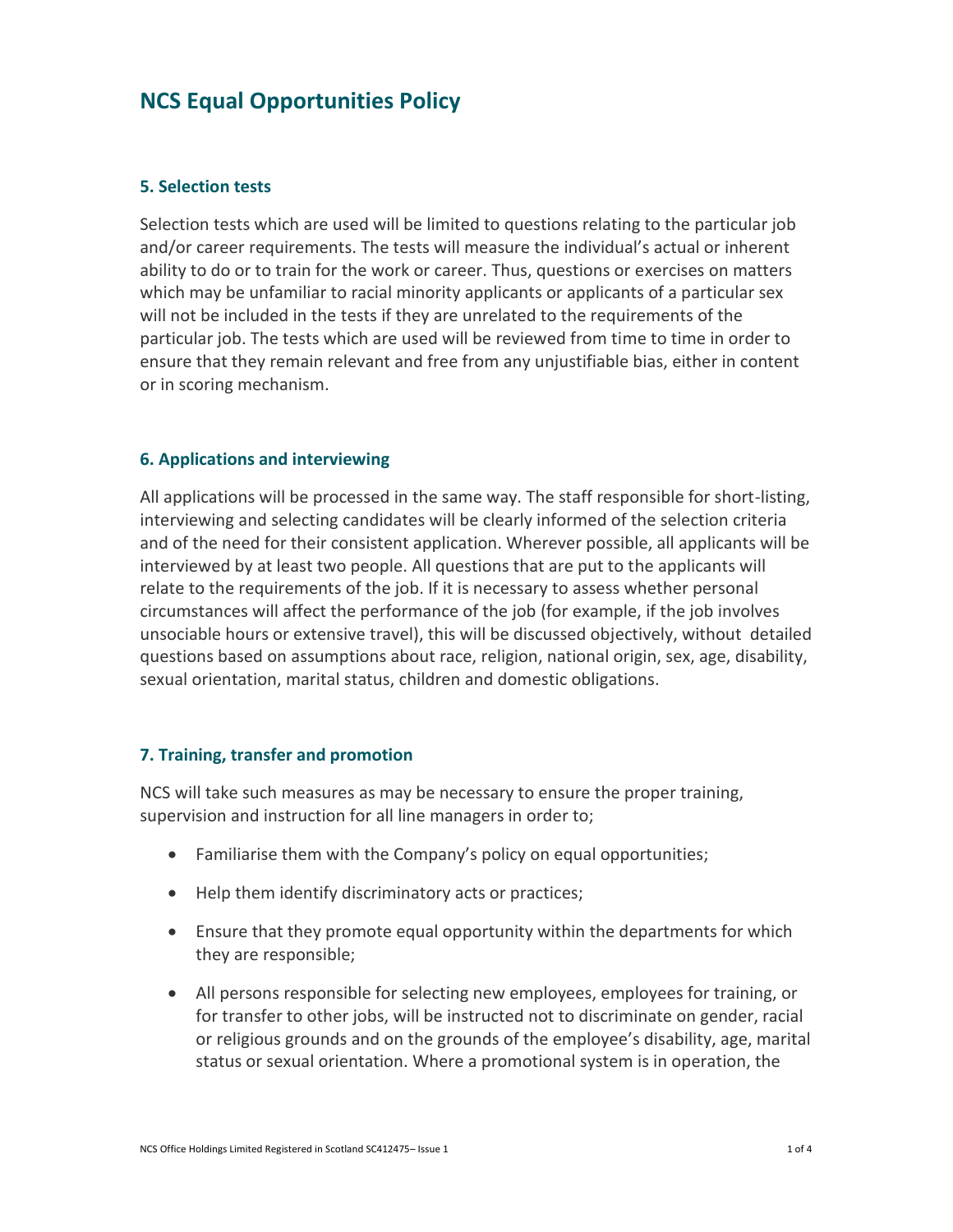# NCS Equal Opportunities Policy

### 5. Selection tests

Selection tests which are used will be limited to questions relating to the particular job and/or career requirements. The tests will measure the individual's actual or inherent ability to do or to train for the work or career. Thus, questions or exercises on matters which may be unfamiliar to racial minority applicants or applicants of a particular sex will not be included in the tests if they are unrelated to the requirements of the particular job. The tests which are used will be reviewed from time to time in order to ensure that they remain relevant and free from any unjustifiable bias, either in content or in scoring mechanism.

### 6. Applications and interviewing

All applications will be processed in the same way. The staff responsible for short-listing, interviewing and selecting candidates will be clearly informed of the selection criteria and of the need for their consistent application. Wherever possible, all applicants will be interviewed by at least two people. All questions that are put to the applicants will relate to the requirements of the job. If it is necessary to assess whether personal circumstances will affect the performance of the job (for example, if the job involves unsociable hours or extensive travel), this will be discussed objectively, without detailed questions based on assumptions about race, religion, national origin, sex, age, disability, sexual orientation, marital status, children and domestic obligations.

### 7. Training, transfer and promotion

NCS will take such measures as may be necessary to ensure the proper training, supervision and instruction for all line managers in order to;

- Familiarise them with the Company's policy on equal opportunities;
- Help them identify discriminatory acts or practices;
- Ensure that they promote equal opportunity within the departments for which they are responsible;
- All persons responsible for selecting new employees, employees for training, or for transfer to other jobs, will be instructed not to discriminate on gender, racial or religious grounds and on the grounds of the employee's disability, age, marital status or sexual orientation. Where a promotional system is in operation, the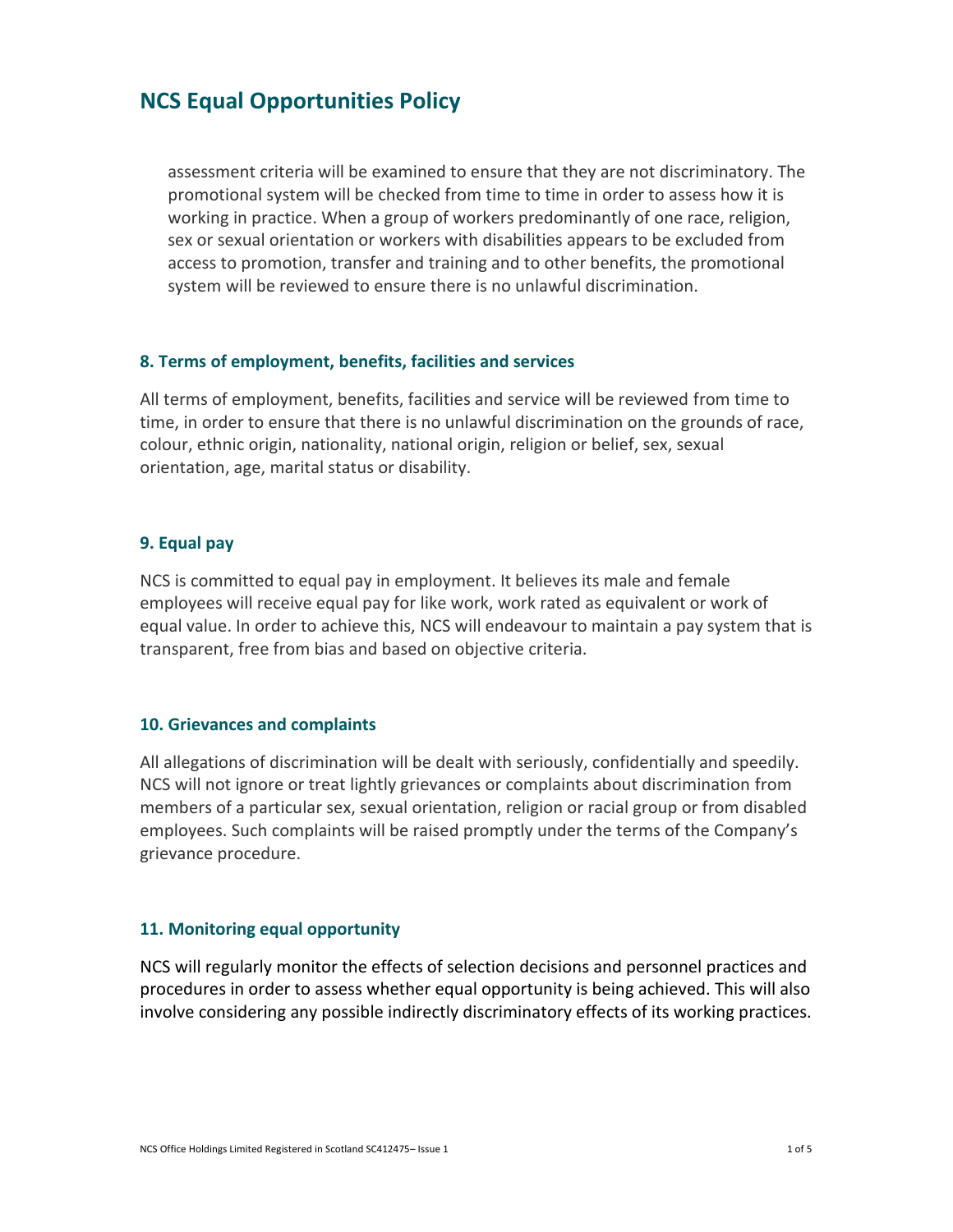assessment criteria will be examined to ensure that they are not discriminatory. The promotional system will be checked from time to time in order to assess how it is working in practice. When a group of workers predominantly of one race, religion, sex or sexual orientation or workers with disabilities appears to be excluded from access to promotion, transfer and training and to other benefits, the promotional system will be reviewed to ensure there is no unlawful discrimination.

### 8. Terms of employment, benefits, facilities and services

All terms of employment, benefits, facilities and service will be reviewed from time to time, in order to ensure that there is no unlawful discrimination on the grounds of race, colour, ethnic origin, nationality, national origin, religion or belief, sex, sexual orientation, age, marital status or disability.

### 9. Equal pay

NCS is committed to equal pay in employment. It believes its male and female employees will receive equal pay for like work, work rated as equivalent or work of equal value. In order to achieve this, NCS will endeavour to maintain a pay system that is transparent, free from bias and based on objective criteria.

### 10. Grievances and complaints

All allegations of discrimination will be dealt with seriously, confidentially and speedily. NCS will not ignore or treat lightly grievances or complaints about discrimination from members of a particular sex, sexual orientation, religion or racial group or from disabled employees. Such complaints will be raised promptly under the terms of the Company's grievance procedure.

### 11. Monitoring equal opportunity

NCS will regularly monitor the effects of selection decisions and personnel practices and procedures in order to assess whether equal opportunity is being achieved. This will also involve considering any possible indirectly discriminatory effects of its working practices.